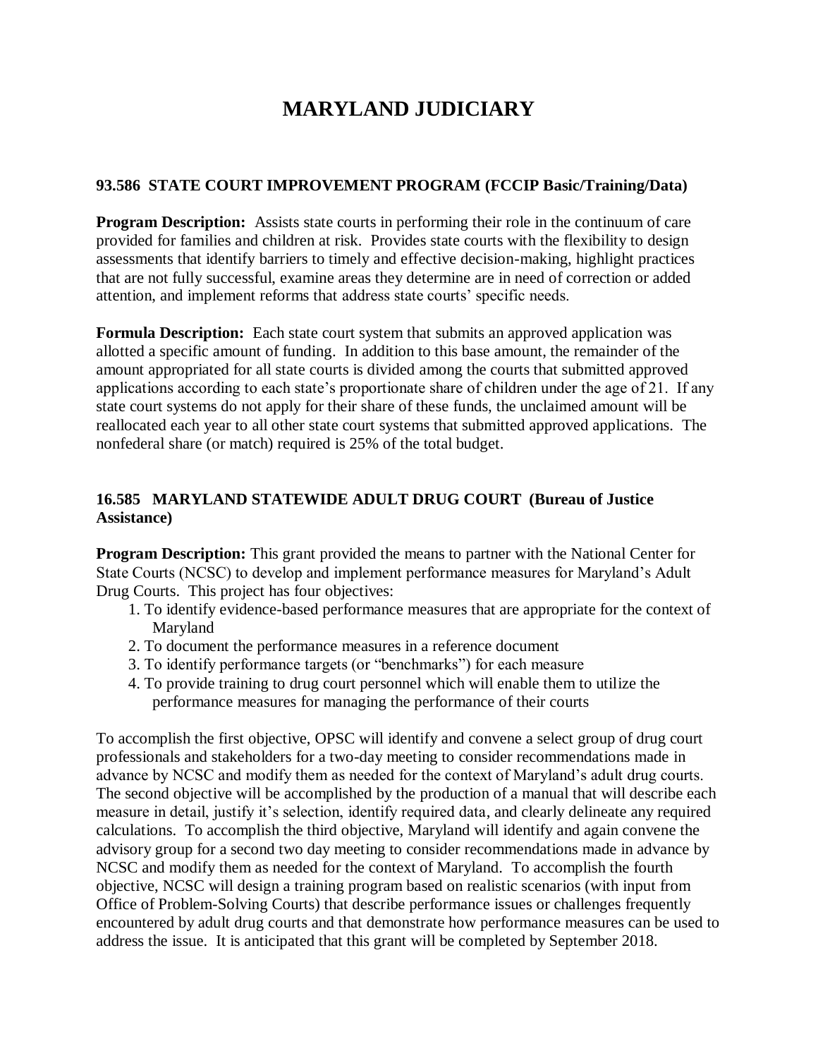# MARYLAND JUDICIARY

### 93.586 STATE COURT IMPROVEMENT PROGRAM (FCCIP Basic/Training/Data)

**Program Description:** Assists state courts in performing their role in the continuum of care provided for families and children at risk. Provides state courts with the flexibility to design assessments that identify barriers to timely and effective decision-making, highlight practices that are not fully successful, examine areas they determine are in need of correction or added attention, and implement reforms that address state courts' specific needs.

**Formula Description:** Each state court system that submits an approved application was allotted a specific amount of funding. In addition to this base amount, the remainder of the amount appropriated for all state courts is divided among the courts that submitted approved applications according to each state's proportionate share of children under the age of 21. If any state court systems do not apply for their share of these funds, the unclaimed amount will be reallocated each year to all other state court systems that submitted approved applications. The nonfederal share (or match) required is 25% of the total budget.

### 16.585 MARYLAND STATEWIDE ADULT DRUG COURT (Bureau of Justice Assistance)

**Program Description:** This grant provided the means to partner with the National Center for State Courts (NCSC) to develop and implement performance measures for Maryland's Adult Drug Courts. This project has four objectives:

1. To identify evidence-based performance measures that are appropriate for the context of Maryland
2. To document the performance measures in a reference document
3. To identify performance targets (or "benchmarks") for each measure
4. To provide training to drug court personnel which will enable them to utilize the performance measures for managing the performance of their courts

To accomplish the first objective, OPSC will identify and convene a select group of drug court professionals and stakeholders for a two-day meeting to consider recommendations made in advance by NCSC and modify them as needed for the context of Maryland's adult drug courts. The second objective will be accomplished by the production of a manual that will describe each measure in detail, justify it's selection, identify required data, and clearly delineate any required calculations. To accomplish the third objective, Maryland will identify and again convene the advisory group for a second two day meeting to consider recommendations made in advance by NCSC and modify them as needed for the context of Maryland. To accomplish the fourth objective, NCSC will design a training program based on realistic scenarios (with input from Office of Problem-Solving Courts) that describe performance issues or challenges frequently encountered by adult drug courts and that demonstrate how performance measures can be used to address the issue. It is anticipated that this grant will be completed by September 2018.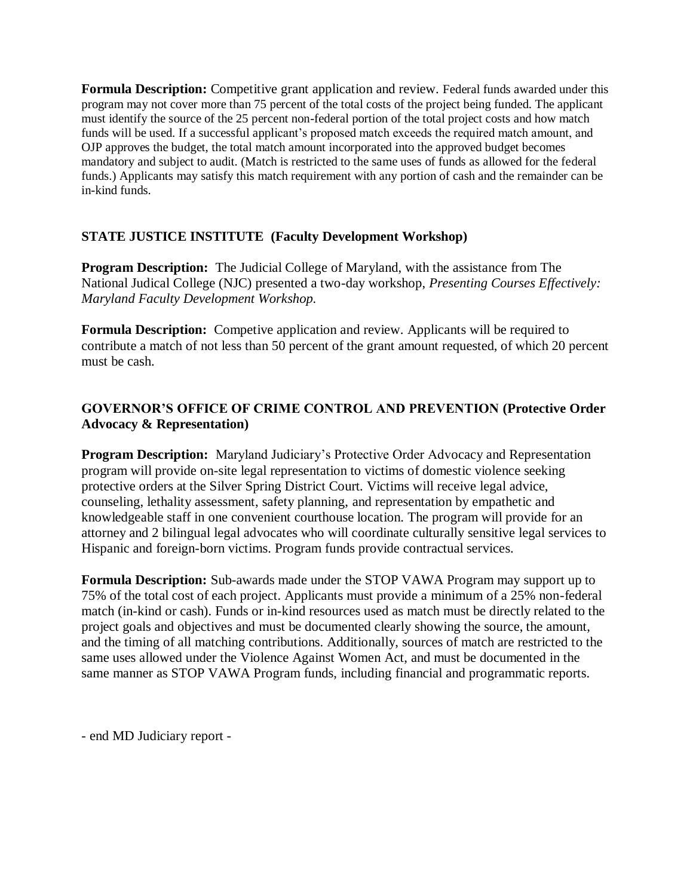**Formula Description:** Competitive grant application and review. Federal funds awarded under this program may not cover more than 75 percent of the total costs of the project being funded. The applicant must identify the source of the 25 percent non-federal portion of the total project costs and how match funds will be used. If a successful applicant's proposed match exceeds the required match amount, and OJP approves the budget, the total match amount incorporated into the approved budget becomes mandatory and subject to audit. (Match is restricted to the same uses of funds as allowed for the federal funds.) Applicants may satisfy this match requirement with any portion of cash and the remainder can be in-kind funds.

### STATE JUSTICE INSTITUTE (Faculty Development Workshop)

**Program Description:** The Judicial College of Maryland, with the assistance from The National Judical College (NJC) presented a two-day workshop, *Presenting Courses Effectively: Maryland Faculty Development Workshop.*

**Formula Description:** Competive application and review. Applicants will be required to contribute a match of not less than 50 percent of the grant amount requested, of which 20 percent must be cash.

### GOVERNOR'S OFFICE OF CRIME CONTROL AND PREVENTION (Protective Order Advocacy & Representation)

**Program Description:** Maryland Judiciary's Protective Order Advocacy and Representation program will provide on-site legal representation to victims of domestic violence seeking protective orders at the Silver Spring District Court. Victims will receive legal advice, counseling, lethality assessment, safety planning, and representation by empathetic and knowledgeable staff in one convenient courthouse location. The program will provide for an attorney and 2 bilingual legal advocates who will coordinate culturally sensitive legal services to Hispanic and foreign-born victims. Program funds provide contractual services.

**Formula Description:** Sub-awards made under the STOP VAWA Program may support up to 75% of the total cost of each project. Applicants must provide a minimum of a 25% non-federal match (in-kind or cash). Funds or in-kind resources used as match must be directly related to the project goals and objectives and must be documented clearly showing the source, the amount, and the timing of all matching contributions. Additionally, sources of match are restricted to the same uses allowed under the Violence Against Women Act, and must be documented in the same manner as STOP VAWA Program funds, including financial and programmatic reports.

- end MD Judiciary report -